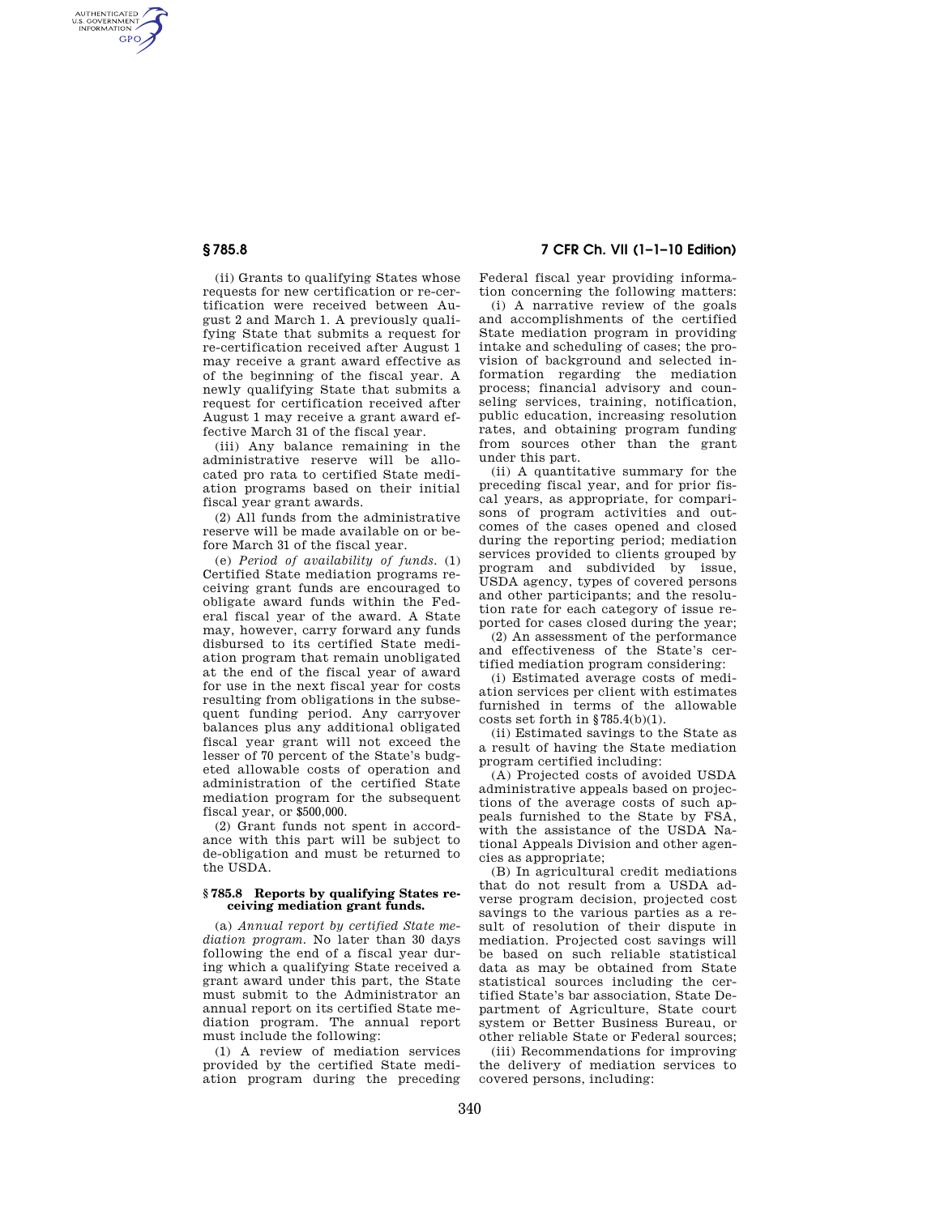(ii) Grants to qualifying States whose requests for new certification or re-certification were received between August 2 and March 1. A previously qualifying State that submits a request for re-certification received after August 1 may receive a grant award effective as of the beginning of the fiscal year. A newly qualifying State that submits a request for certification received after August 1 may receive a grant award effective March 31 of the fiscal year.

(iii) Any balance remaining in the administrative reserve will be allocated pro rata to certified State mediation programs based on their initial fiscal year grant awards.

(2) All funds from the administrative reserve will be made available on or before March 31 of the fiscal year.

(e) *Period of availability of funds.* (1) Certified State mediation programs receiving grant funds are encouraged to obligate award funds within the Federal fiscal year of the award. A State may, however, carry forward any funds disbursed to its certified State mediation program that remain unobligated at the end of the fiscal year of award for use in the next fiscal year for costs resulting from obligations in the subsequent funding period. Any carryover balances plus any additional obligated fiscal year grant will not exceed the lesser of 70 percent of the State's budgeted allowable costs of operation and administration of the certified State mediation program for the subsequent fiscal year, or $500,000.

(2) Grant funds not spent in accordance with this part will be subject to de-obligation and must be returned to the USDA.

## § 785.8 Reports by qualifying States receiving mediation grant funds.

(a) *Annual report by certified State mediation program.* No later than 30 days following the end of a fiscal year during which a qualifying State received a grant award under this part, the State must submit to the Administrator an annual report on its certified State mediation program. The annual report must include the following:

(1) A review of mediation services provided by the certified State mediation program during the preceding Federal fiscal year providing information concerning the following matters:

(i) A narrative review of the goals and accomplishments of the certified State mediation program in providing intake and scheduling of cases; the provision of background and selected information regarding the mediation process; financial advisory and counseling services, training, notification, public education, increasing resolution rates, and obtaining program funding from sources other than the grant under this part.

(ii) A quantitative summary for the preceding fiscal year, and for prior fiscal years, as appropriate, for comparisons of program activities and outcomes of the cases opened and closed during the reporting period; mediation services provided to clients grouped by program and subdivided by issue, USDA agency, types of covered persons and other participants; and the resolution rate for each category of issue reported for cases closed during the year;

(2) An assessment of the performance and effectiveness of the State's certified mediation program considering:

(i) Estimated average costs of mediation services per client with estimates furnished in terms of the allowable costs set forth in §785.4(b)(1).

(ii) Estimated savings to the State as a result of having the State mediation program certified including:

(A) Projected costs of avoided USDA administrative appeals based on projections of the average costs of such appeals furnished to the State by FSA, with the assistance of the USDA National Appeals Division and other agencies as appropriate;

(B) In agricultural credit mediations that do not result from a USDA adverse program decision, projected cost savings to the various parties as a result of resolution of their dispute in mediation. Projected cost savings will be based on such reliable statistical data as may be obtained from State statistical sources including the certified State's bar association, State Department of Agriculture, State court system or Better Business Bureau, or other reliable State or Federal sources;

(iii) Recommendations for improving the delivery of mediation services to covered persons, including: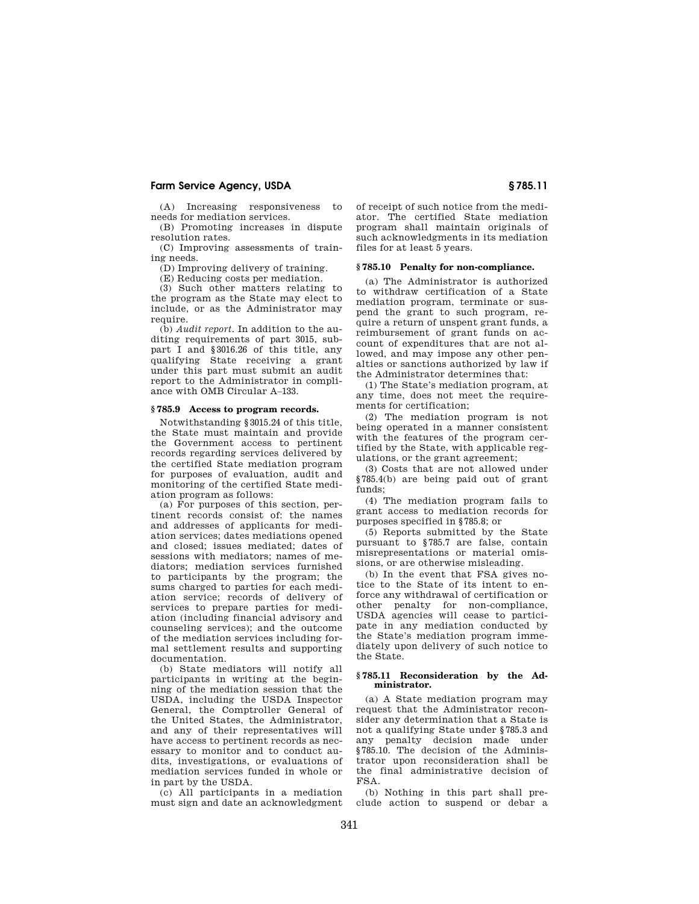(A) Increasing responsiveness to needs for mediation services.

(B) Promoting increases in dispute resolution rates.

(C) Improving assessments of training needs.

(D) Improving delivery of training.

(E) Reducing costs per mediation.

(3) Such other matters relating to the program as the State may elect to include, or as the Administrator may require.

(b) *Audit report.* In addition to the auditing requirements of part 3015, subpart I and §3016.26 of this title, any qualifying State receiving a grant under this part must submit an audit report to the Administrator in compliance with OMB Circular A–133.

### § 785.9 Access to program records.

Notwithstanding §3015.24 of this title, the State must maintain and provide the Government access to pertinent records regarding services delivered by the certified State mediation program for purposes of evaluation, audit and monitoring of the certified State mediation program as follows:

(a) For purposes of this section, pertinent records consist of: the names and addresses of applicants for mediation services; dates mediations opened and closed; issues mediated; dates of sessions with mediators; names of mediators; mediation services furnished to participants by the program; the sums charged to parties for each mediation service; records of delivery of services to prepare parties for mediation (including financial advisory and counseling services); and the outcome of the mediation services including formal settlement results and supporting documentation.

(b) State mediators will notify all participants in writing at the beginning of the mediation session that the USDA, including the USDA Inspector General, the Comptroller General of the United States, the Administrator, and any of their representatives will have access to pertinent records as necessary to monitor and to conduct audits, investigations, or evaluations of mediation services funded in whole or in part by the USDA.

(c) All participants in a mediation must sign and date an acknowledgment of receipt of such notice from the mediator. The certified State mediation program shall maintain originals of such acknowledgments in its mediation files for at least 5 years.

### § 785.10 Penalty for non-compliance.

(a) The Administrator is authorized to withdraw certification of a State mediation program, terminate or suspend the grant to such program, require a return of unspent grant funds, a reimbursement of grant funds on account of expenditures that are not allowed, and may impose any other penalties or sanctions authorized by law if the Administrator determines that:

(1) The State's mediation program, at any time, does not meet the requirements for certification;

(2) The mediation program is not being operated in a manner consistent with the features of the program certified by the State, with applicable regulations, or the grant agreement;

(3) Costs that are not allowed under §785.4(b) are being paid out of grant funds;

(4) The mediation program fails to grant access to mediation records for purposes specified in §785.8; or

(5) Reports submitted by the State pursuant to §785.7 are false, contain misrepresentations or material omissions, or are otherwise misleading.

(b) In the event that FSA gives notice to the State of its intent to enforce any withdrawal of certification or other penalty for non-compliance, USDA agencies will cease to participate in any mediation conducted by the State's mediation program immediately upon delivery of such notice to the State.

### § 785.11 Reconsideration by the Administrator.

(a) A State mediation program may request that the Administrator reconsider any determination that a State is not a qualifying State under §785.3 and any penalty decision made under §785.10. The decision of the Administrator upon reconsideration shall be the final administrative decision of FSA.

(b) Nothing in this part shall preclude action to suspend or debar a